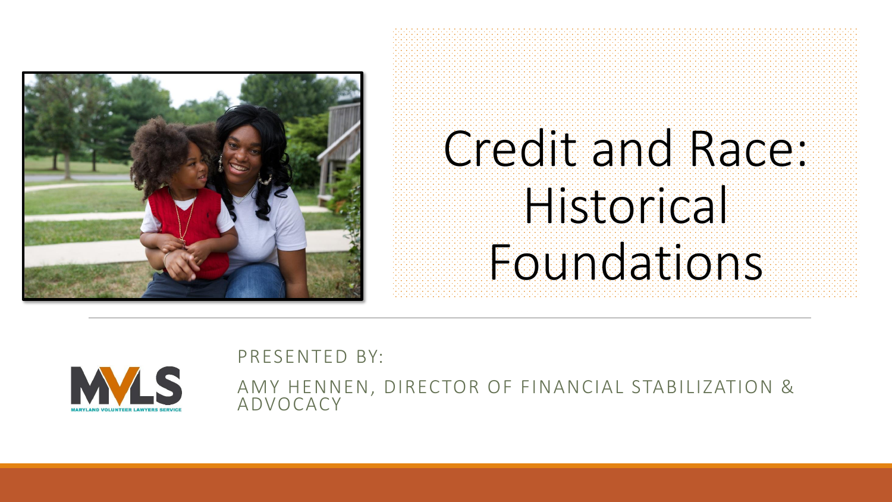# Credit and Race: Historical Foundations

PRESENTED BY:

AMY HENNEN, DIRECTOR OF FINANCIAL STABILIZATION & ADVOCACY

MVLS

MARYLAND VOLUNTEER LAWYERS SERVICE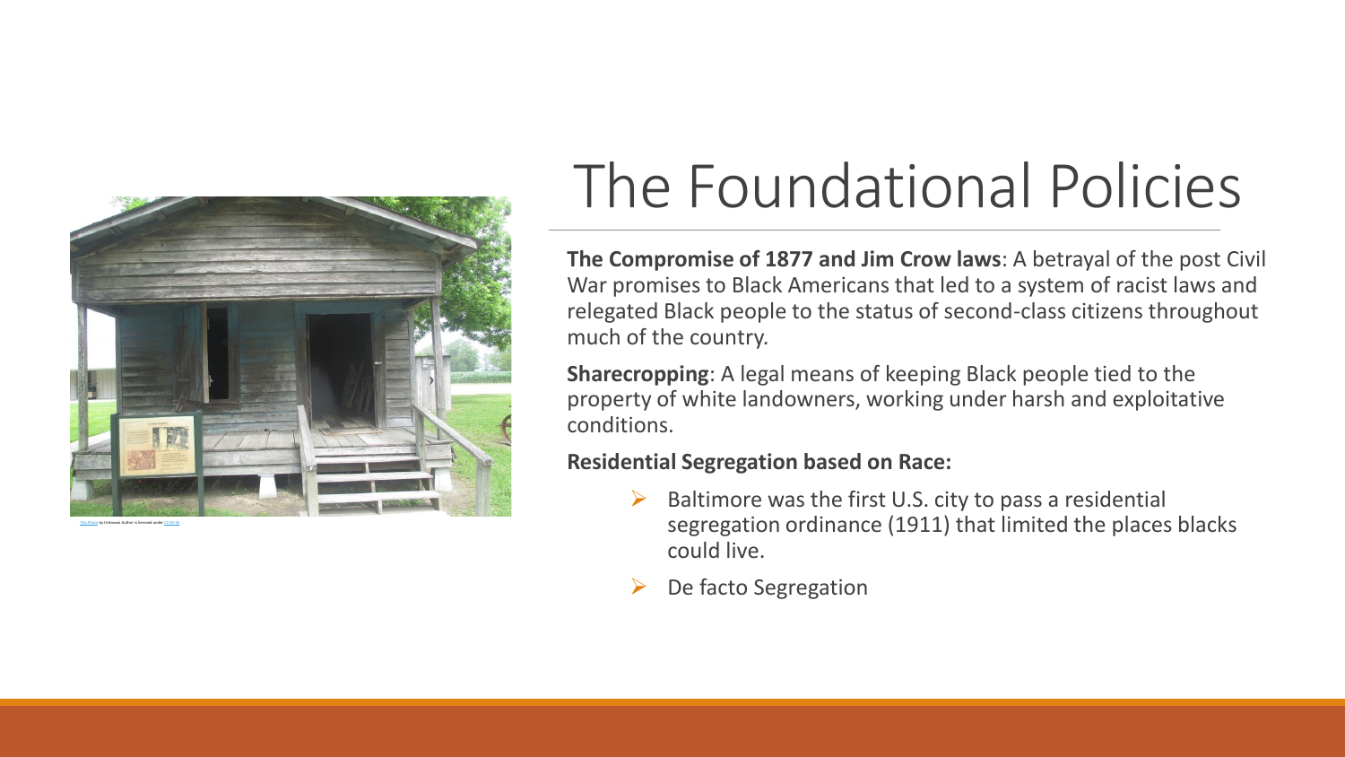# The Foundational Policies

**The Compromise of 1877 and Jim Crow laws**: A betrayal of the post Civil War promises to Black Americans that led to a system of racist laws and relegated Black people to the status of second-class citizens throughout much of the country.

**Sharecropping**: A legal means of keeping Black people tied to the property of white landowners, working under harsh and exploitative conditions.

**Residential Segregation based on Race:**

- Baltimore was the first U.S. city to pass a residential segregation ordinance (1911) that limited the places blacks could live.
- De facto Segregation

This Photo by Unknown Author is licensed under CC BY-SA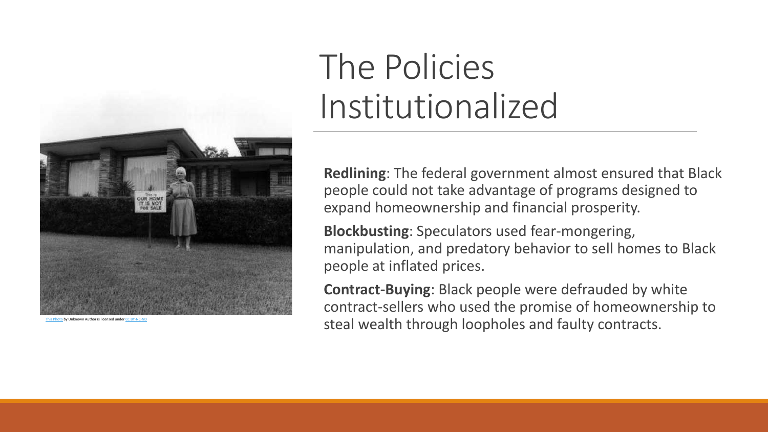# The Policies Institutionalized

This Photo by Unknown Author is licensed under CC BY-NC-ND

**Redlining**: The federal government almost ensured that Black people could not take advantage of programs designed to expand homeownership and financial prosperity.

**Blockbusting**: Speculators used fear-mongering, manipulation, and predatory behavior to sell homes to Black people at inflated prices.

**Contract-Buying**: Black people were defrauded by white contract-sellers who used the promise of homeownership to steal wealth through loopholes and faulty contracts.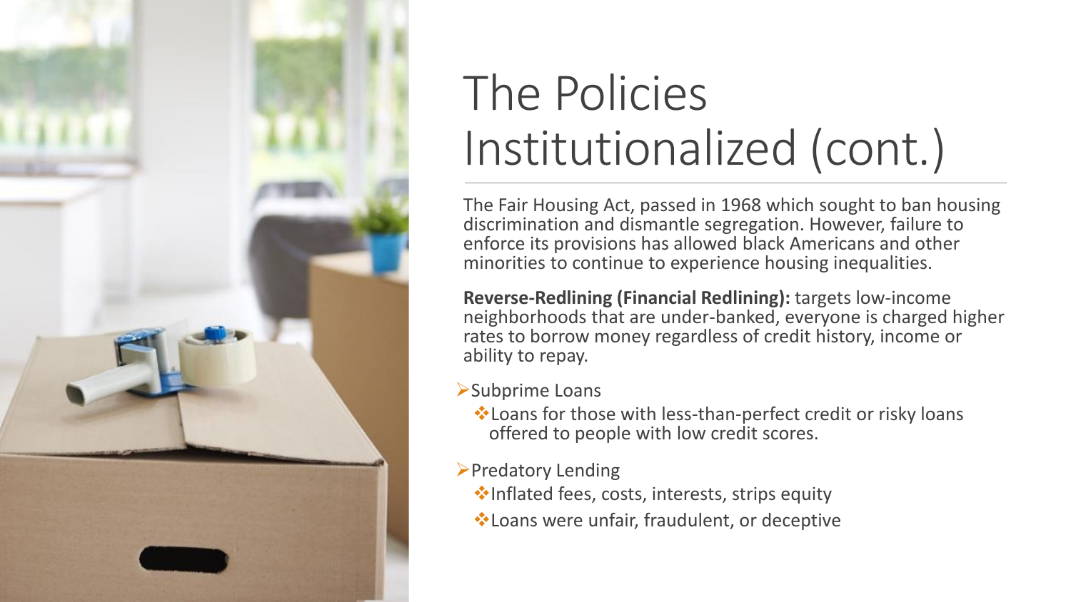# The Policies Institutionalized (cont.)

The Fair Housing Act, passed in 1968 which sought to ban housing discrimination and dismantle segregation. However, failure to enforce its provisions has allowed black Americans and other minorities to continue to experience housing inequalities.

**Reverse-Redlining (Financial Redlining):** targets low-income neighborhoods that are under-banked, everyone is charged higher rates to borrow money regardless of credit history, income or ability to repay.

- Subprime Loans
  - Loans for those with less-than-perfect credit or risky loans offered to people with low credit scores.
- Predatory Lending
  - Inflated fees, costs, interests, strips equity
  - Loans were unfair, fraudulent, or deceptive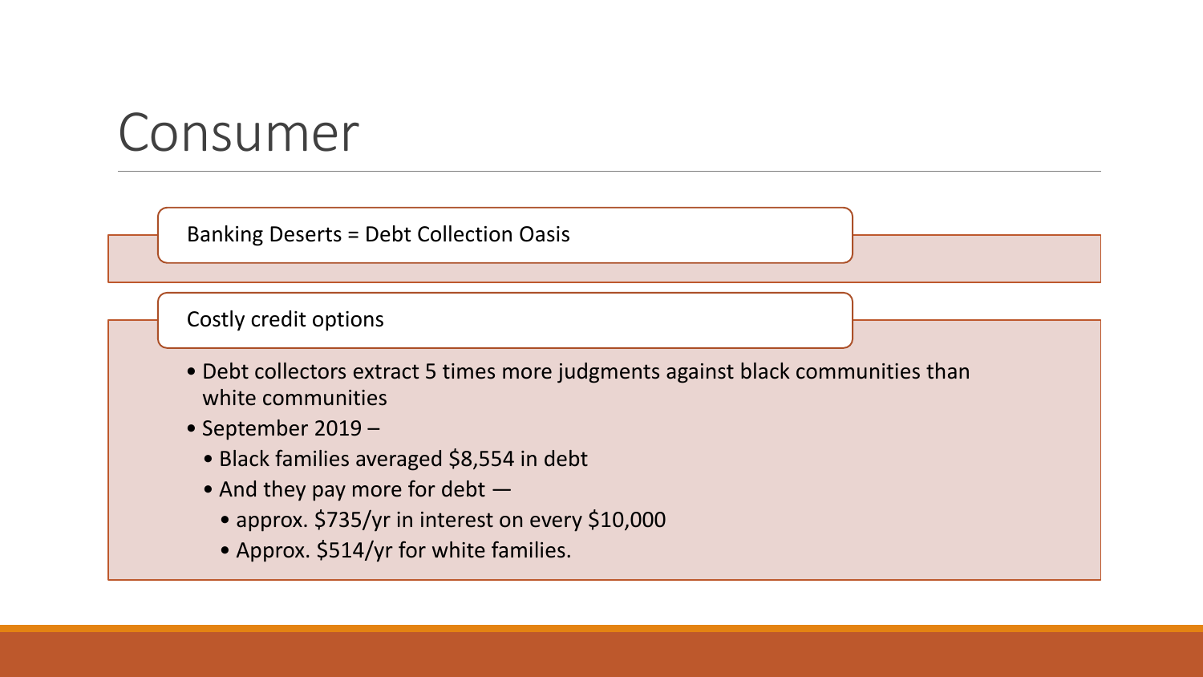# Consumer

Banking Deserts = Debt Collection Oasis

Costly credit options

- Debt collectors extract 5 times more judgments against black communities than white communities
- September 2019 –
  - Black families averaged $8,554 in debt
  - And they pay more for debt —
    - approx. $735/yr in interest on every $10,000
    - Approx. $514/yr for white families.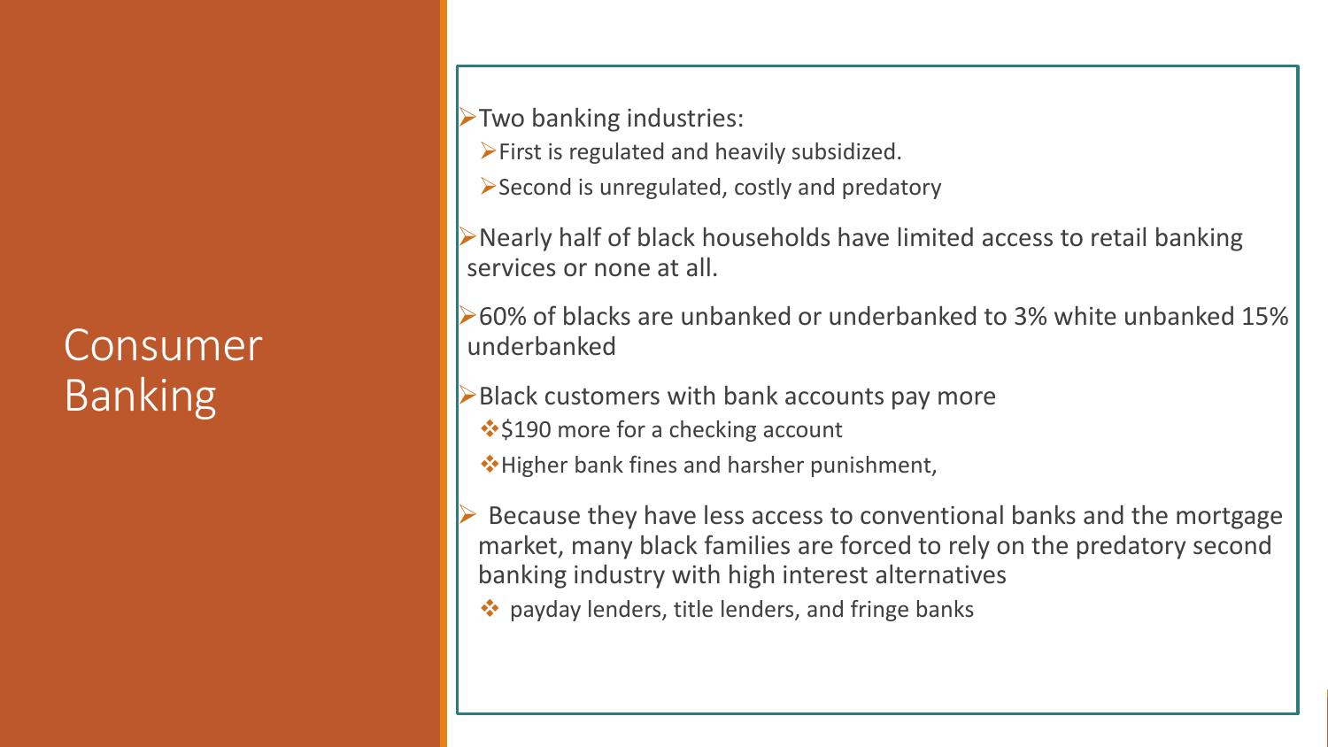# Consumer Banking

- Two banking industries:
  - First is regulated and heavily subsidized.
  - Second is unregulated, costly and predatory
- Nearly half of black households have limited access to retail banking services or none at all.
- 60% of blacks are unbanked or underbanked to 3% white unbanked 15% underbanked
- Black customers with bank accounts pay more
  - $190 more for a checking account
  - Higher bank fines and harsher punishment,
- Because they have less access to conventional banks and the mortgage market, many black families are forced to rely on the predatory second banking industry with high interest alternatives
  - payday lenders, title lenders, and fringe banks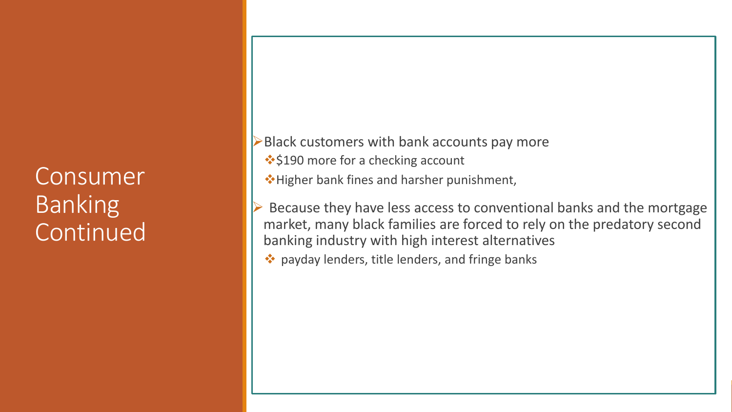# Consumer Banking Continued

- Black customers with bank accounts pay more
  - $190 more for a checking account
  - Higher bank fines and harsher punishment,
- Because they have less access to conventional banks and the mortgage market, many black families are forced to rely on the predatory second banking industry with high interest alternatives
  - payday lenders, title lenders, and fringe banks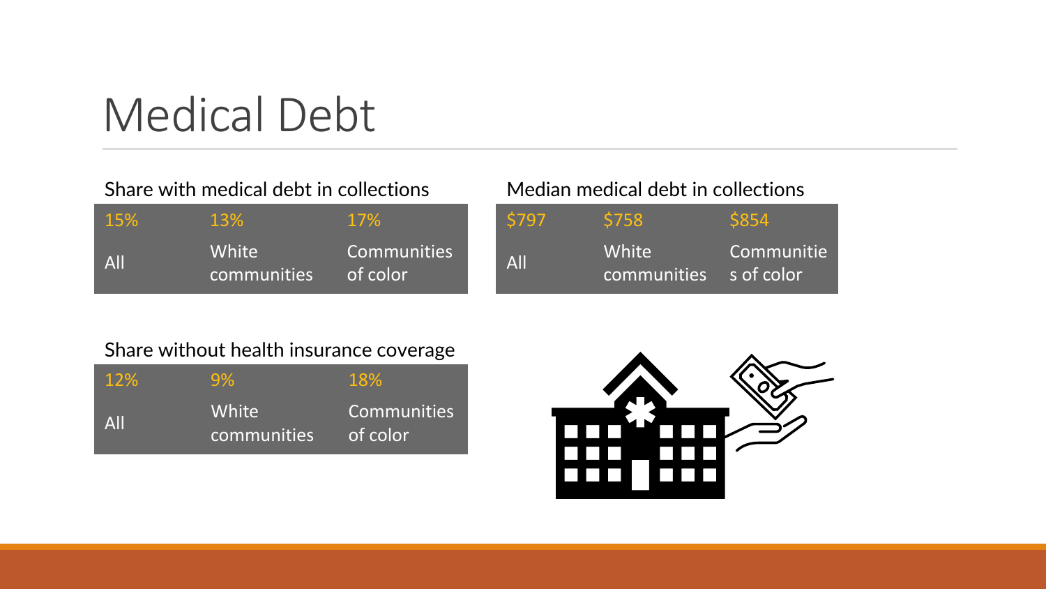# Medical Debt

Share with medical debt in collections

| 15% | 13% | 17% |
|---|---|---|
| All | White communities | Communities of color |

Median medical debt in collections

| $797 | $758 | $854 |
|---|---|---|
| All | White communities | Communities of color |

Share without health insurance coverage

| 12% | 9% | 18% |
|---|---|---|
| All | White communities | Communities of color |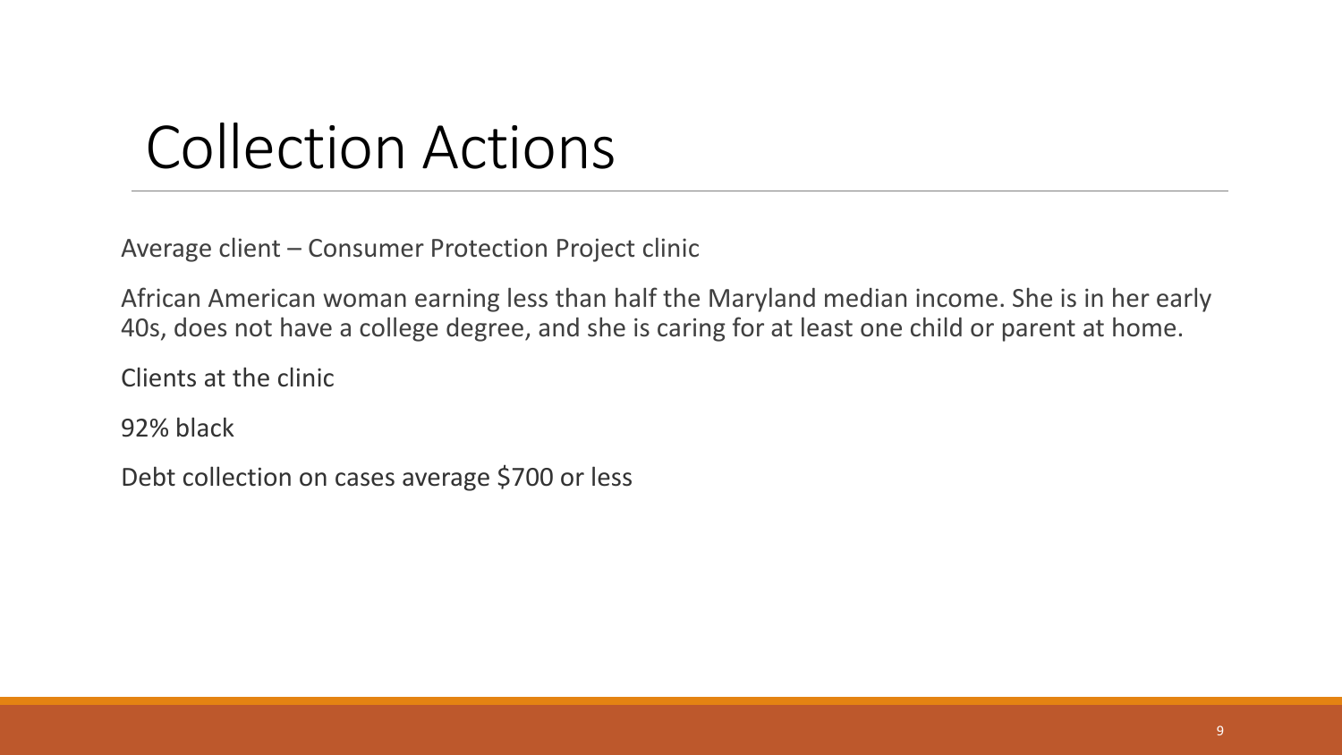# Collection Actions

Average client – Consumer Protection Project clinic

African American woman earning less than half the Maryland median income. She is in her early 40s, does not have a college degree, and she is caring for at least one child or parent at home.

Clients at the clinic

92% black

Debt collection on cases average $700 or less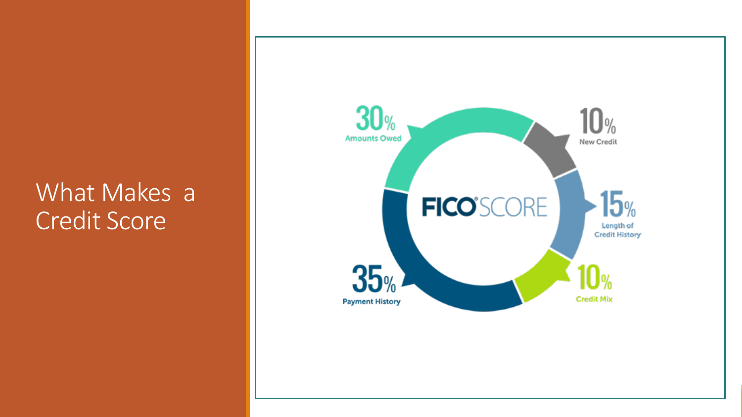# What Makes a Credit Score

FICO SCORE

- 35% Payment History
- 30% Amounts Owed
- 15% Length of Credit History
- 10% New Credit
- 10% Credit Mix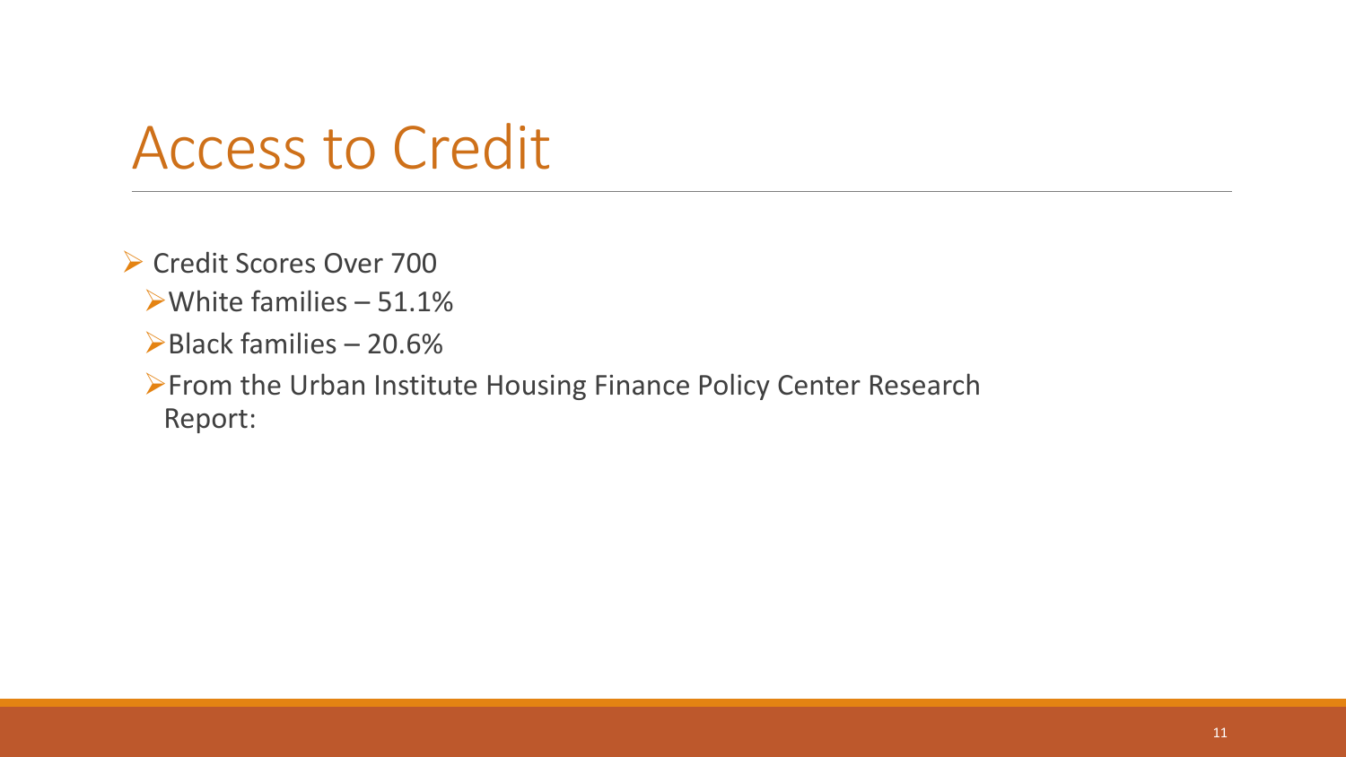# Access to Credit

- Credit Scores Over 700
  - White families – 51.1%
  - Black families – 20.6%
  - From the Urban Institute Housing Finance Policy Center Research Report: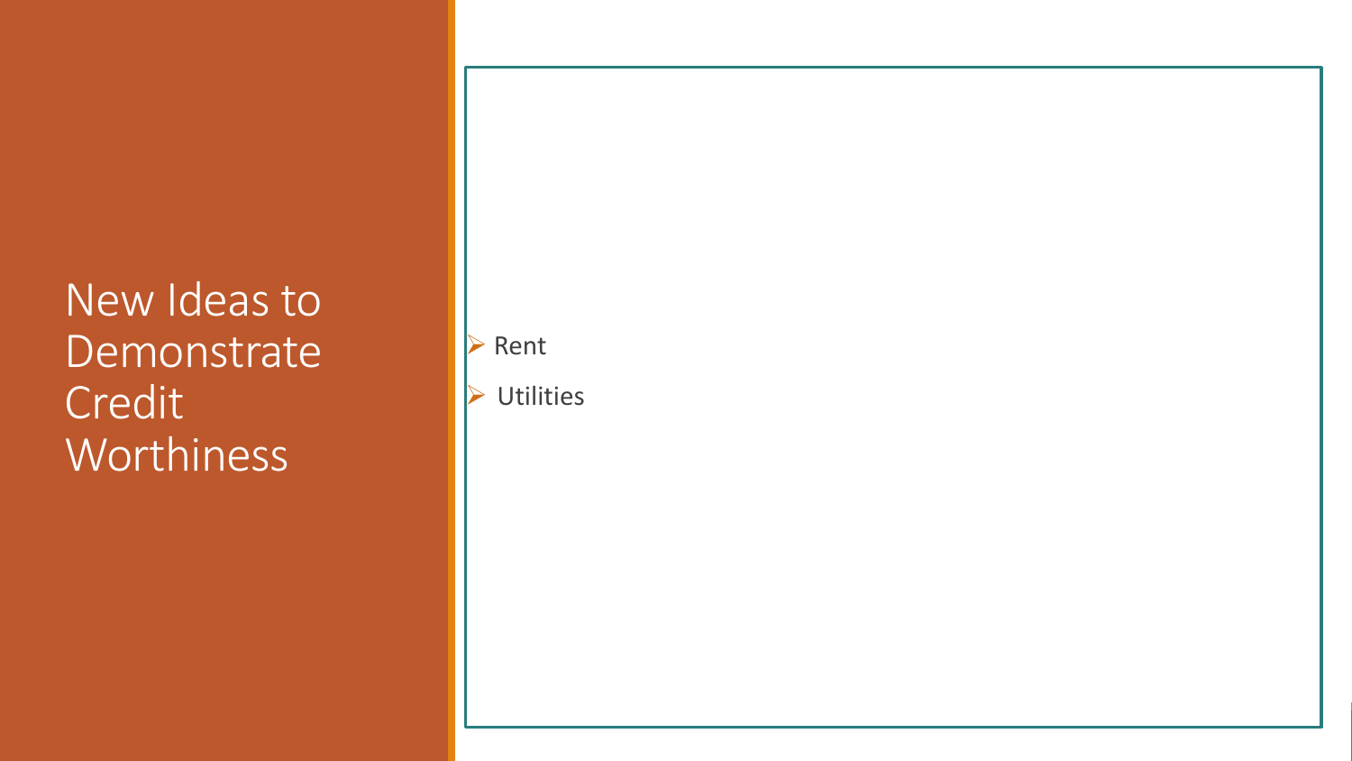# New Ideas to Demonstrate Credit Worthiness

- Rent
- Utilities